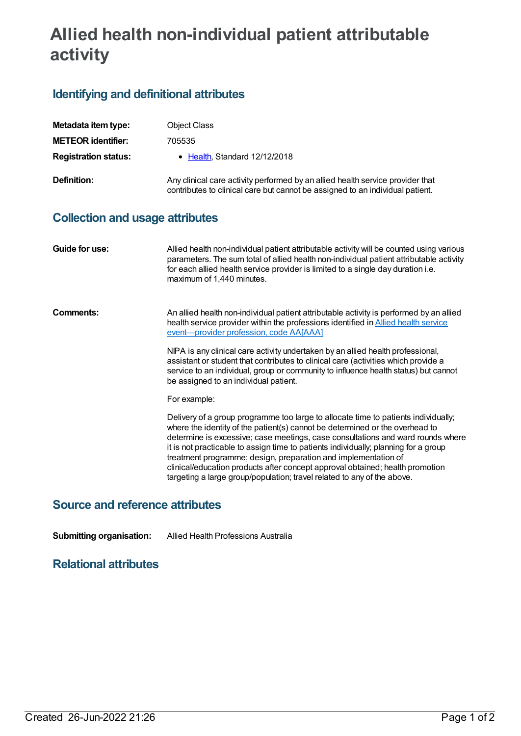# Allied health non-individual patient attributable activity

## Identifying and definitional attributes

| | |
|---|---|
| **Metadata item type:** | Object Class |
| **METEOR identifier:** | 705535 |
| **Registration status:** | • Health, Standard 12/12/2018 |
| **Definition:** | Any clinical care activity performed by an allied health service provider that contributes to clinical care but cannot be assigned to an individual patient. |

## Collection and usage attributes

**Guide for use:**

Allied health non-individual patient attributable activity will be counted using various parameters. The sum total of allied health non-individual patient attributable activity for each allied health service provider is limited to a single day duration i.e. maximum of 1,440 minutes.

**Comments:**

An allied health non-individual patient attributable activity is performed by an allied health service provider within the professions identified in Allied health service event—provider profession, code AA[AAA]

NIPA is any clinical care activity undertaken by an allied health professional, assistant or student that contributes to clinical care (activities which provide a service to an individual, group or community to influence health status) but cannot be assigned to an individual patient.

For example:

Delivery of a group programme too large to allocate time to patients individually; where the identity of the patient(s) cannot be determined or the overhead to determine is excessive; case meetings, case consultations and ward rounds where it is not practicable to assign time to patients individually; planning for a group treatment programme; design, preparation and implementation of clinical/education products after concept approval obtained; health promotion targeting a large group/population; travel related to any of the above.

## Source and reference attributes

**Submitting organisation:** Allied Health Professions Australia

## Relational attributes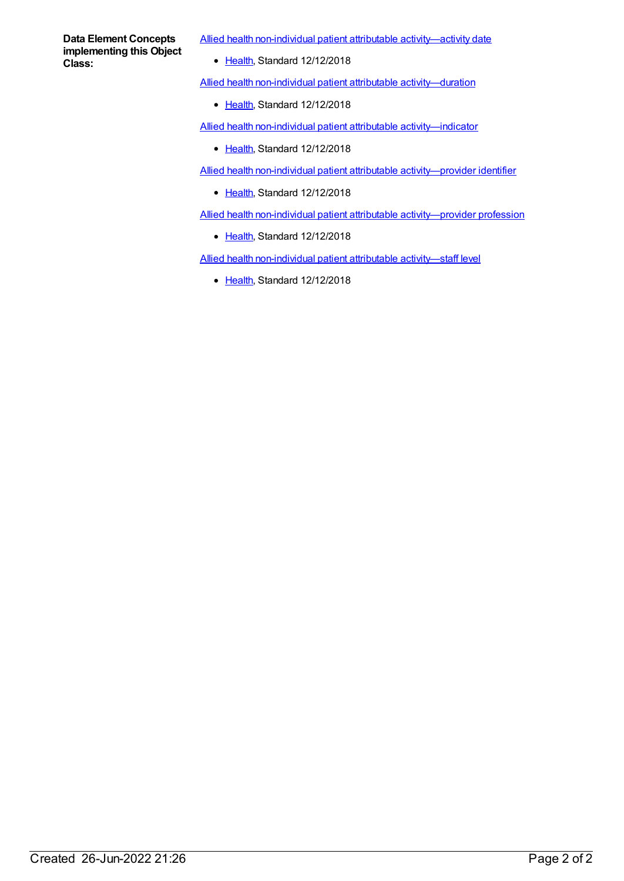**Data Element Concepts implementing this Object Class:**

Allied health non-individual patient attributable activity—activity date

- Health, Standard 12/12/2018

Allied health non-individual patient attributable activity—duration

- Health, Standard 12/12/2018

Allied health non-individual patient attributable activity—indicator

- Health, Standard 12/12/2018

Allied health non-individual patient attributable activity—provider identifier

- Health, Standard 12/12/2018

Allied health non-individual patient attributable activity—provider profession

- Health, Standard 12/12/2018

Allied health non-individual patient attributable activity—staff level

- Health, Standard 12/12/2018